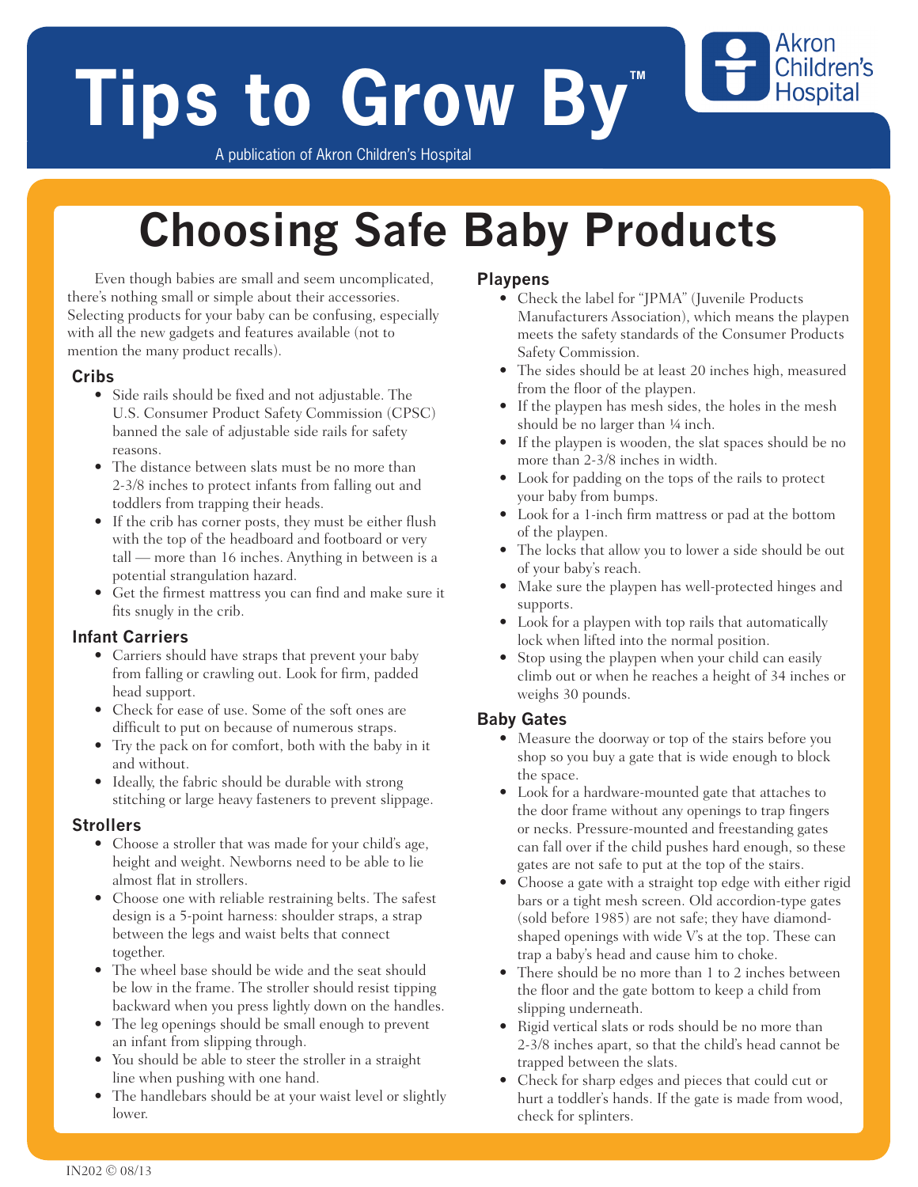# Tips to Grow By™

A publication of Akron Children's Hospital

Akron Children's Hospital

# Choosing Safe Baby Products

Even though babies are small and seem uncomplicated, there's nothing small or simple about their accessories. Selecting products for your baby can be confusing, especially with all the new gadgets and features available (not to mention the many product recalls).

## Cribs

- Side rails should be fixed and not adjustable. The U.S. Consumer Product Safety Commission (CPSC) banned the sale of adjustable side rails for safety reasons.
- The distance between slats must be no more than 2-3/8 inches to protect infants from falling out and toddlers from trapping their heads.
- If the crib has corner posts, they must be either flush with the top of the headboard and footboard or very tall — more than 16 inches. Anything in between is a potential strangulation hazard.
- Get the firmest mattress you can find and make sure it fits snugly in the crib.

## Infant Carriers

- Carriers should have straps that prevent your baby from falling or crawling out. Look for firm, padded head support.
- Check for ease of use. Some of the soft ones are difficult to put on because of numerous straps.
- Try the pack on for comfort, both with the baby in it and without.
- Ideally, the fabric should be durable with strong stitching or large heavy fasteners to prevent slippage.

## Strollers

- Choose a stroller that was made for your child's age, height and weight. Newborns need to be able to lie almost flat in strollers.
- Choose one with reliable restraining belts. The safest design is a 5-point harness: shoulder straps, a strap between the legs and waist belts that connect together.
- The wheel base should be wide and the seat should be low in the frame. The stroller should resist tipping backward when you press lightly down on the handles.
- The leg openings should be small enough to prevent an infant from slipping through.
- You should be able to steer the stroller in a straight line when pushing with one hand.
- The handlebars should be at your waist level or slightly lower.

## Playpens

- Check the label for "JPMA" (Juvenile Products Manufacturers Association), which means the playpen meets the safety standards of the Consumer Products Safety Commission.
- The sides should be at least 20 inches high, measured from the floor of the playpen.
- If the playpen has mesh sides, the holes in the mesh should be no larger than ¼ inch.
- If the playpen is wooden, the slat spaces should be no more than 2-3/8 inches in width.
- Look for padding on the tops of the rails to protect your baby from bumps.
- Look for a 1-inch firm mattress or pad at the bottom of the playpen.
- The locks that allow you to lower a side should be out of your baby's reach.
- Make sure the playpen has well-protected hinges and supports.
- Look for a playpen with top rails that automatically lock when lifted into the normal position.
- Stop using the playpen when your child can easily climb out or when he reaches a height of 34 inches or weighs 30 pounds.

## Baby Gates

- Measure the doorway or top of the stairs before you shop so you buy a gate that is wide enough to block the space.
- Look for a hardware-mounted gate that attaches to the door frame without any openings to trap fingers or necks. Pressure-mounted and freestanding gates can fall over if the child pushes hard enough, so these gates are not safe to put at the top of the stairs.
- Choose a gate with a straight top edge with either rigid bars or a tight mesh screen. Old accordion-type gates (sold before 1985) are not safe; they have diamond-shaped openings with wide V's at the top. These can trap a baby's head and cause him to choke.
- There should be no more than 1 to 2 inches between the floor and the gate bottom to keep a child from slipping underneath.
- Rigid vertical slats or rods should be no more than 2-3/8 inches apart, so that the child's head cannot be trapped between the slats.
- Check for sharp edges and pieces that could cut or hurt a toddler's hands. If the gate is made from wood, check for splinters.

IN202 © 08/13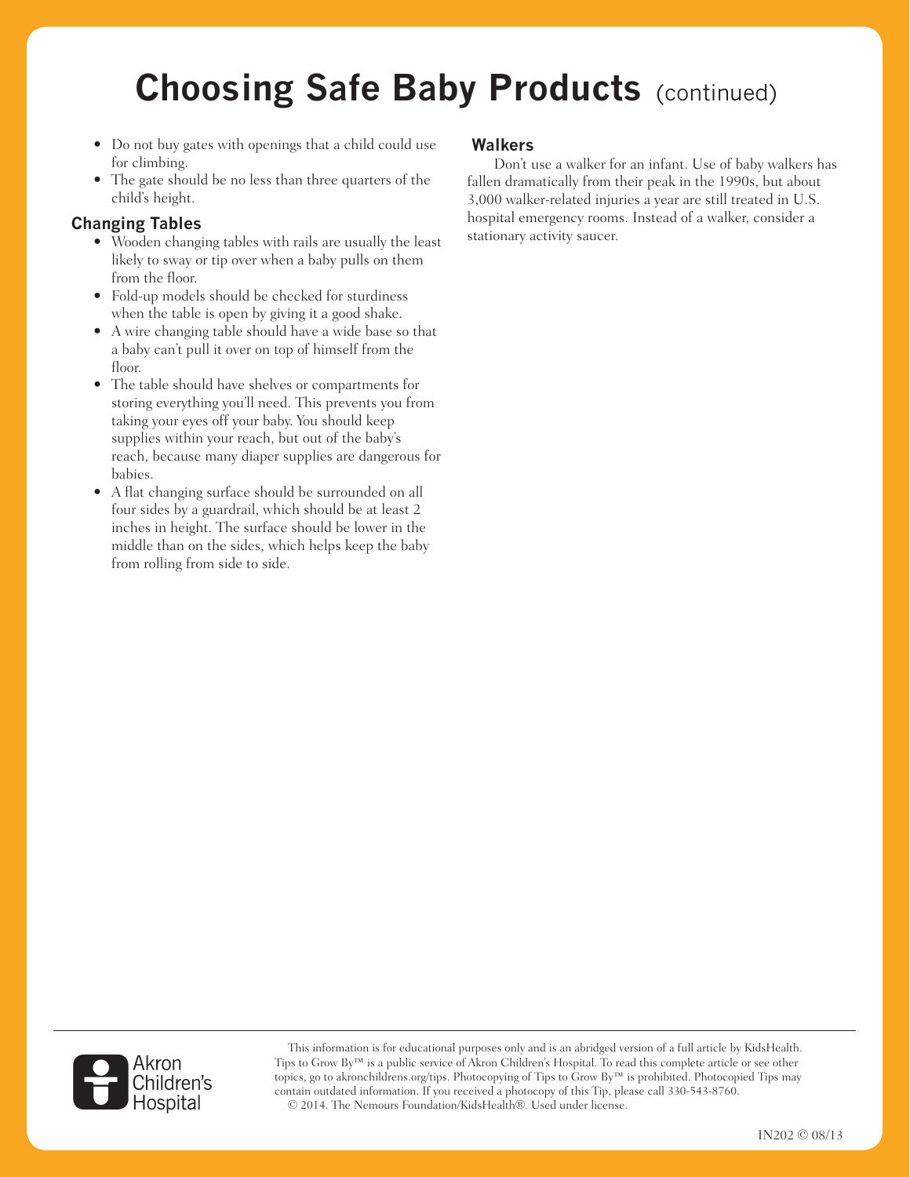# Choosing Safe Baby Products (continued)

- Do not buy gates with openings that a child could use for climbing.
- The gate should be no less than three quarters of the child's height.

## Changing Tables

- Wooden changing tables with rails are usually the least likely to sway or tip over when a baby pulls on them from the floor.
- Fold-up models should be checked for sturdiness when the table is open by giving it a good shake.
- A wire changing table should have a wide base so that a baby can't pull it over on top of himself from the floor.
- The table should have shelves or compartments for storing everything you'll need. This prevents you from taking your eyes off your baby. You should keep supplies within your reach, but out of the baby's reach, because many diaper supplies are dangerous for babies.
- A flat changing surface should be surrounded on all four sides by a guardrail, which should be at least 2 inches in height. The surface should be lower in the middle than on the sides, which helps keep the baby from rolling from side to side.

## Walkers

Don't use a walker for an infant. Use of baby walkers has fallen dramatically from their peak in the 1990s, but about 3,000 walker-related injuries a year are still treated in U.S. hospital emergency rooms. Instead of a walker, consider a stationary activity saucer.

Akron Children's Hospital

This information is for educational purposes only and is an abridged version of a full article by KidsHealth. Tips to Grow By™ is a public service of Akron Children's Hospital. To read this complete article or see other topics, go to akronchildrens.org/tips. Photocopying of Tips to Grow By™ is prohibited. Photocopied Tips may contain outdated information. If you received a photocopy of this Tip, please call 330-543-8760.
© 2014. The Nemours Foundation/KidsHealth®. Used under license.

IN202 © 08/13